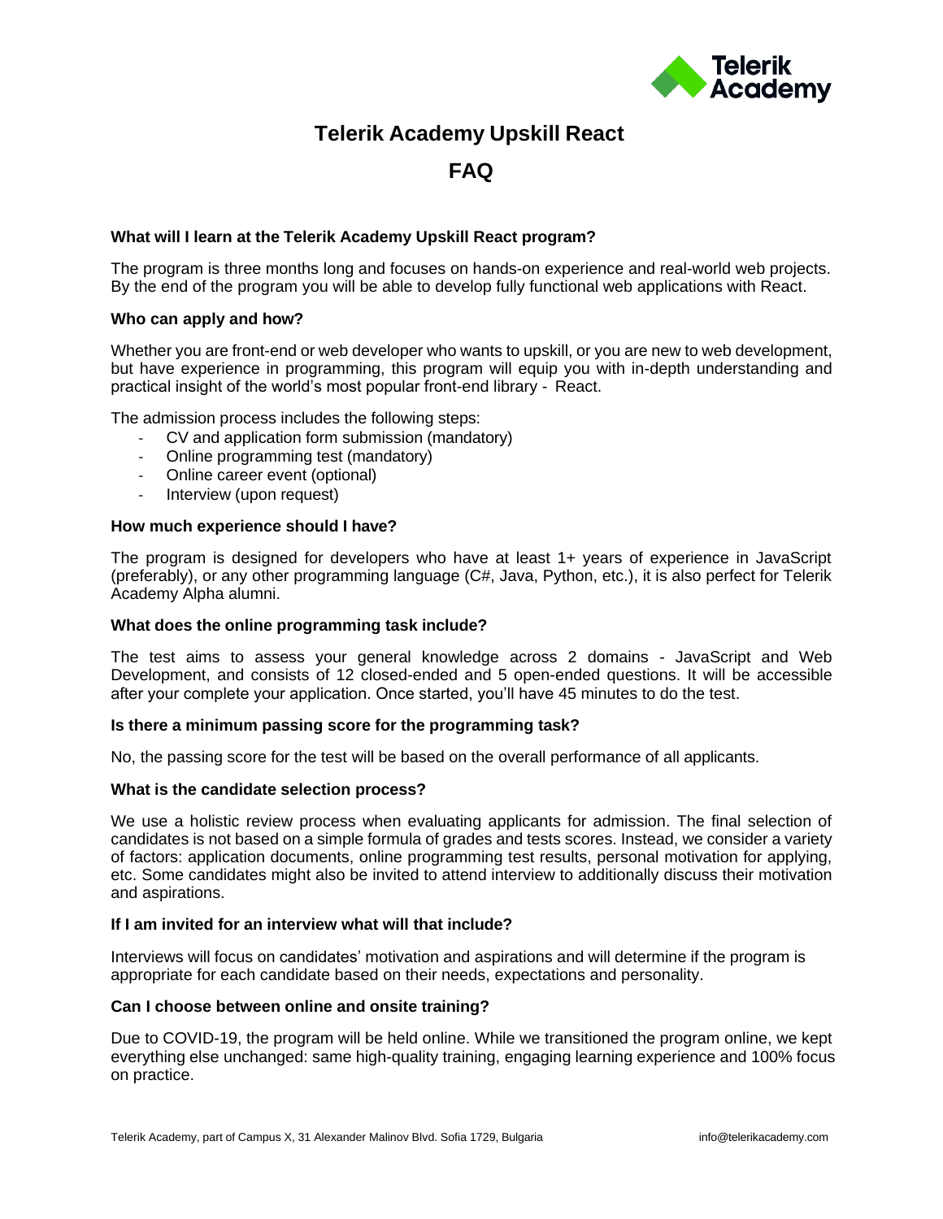# Telerik Academy Upskill React

# FAQ

### What will I learn at the Telerik Academy Upskill React program?

The program is three months long and focuses on hands-on experience and real-world web projects. By the end of the program you will be able to develop fully functional web applications with React.

### Who can apply and how?

Whether you are front-end or web developer who wants to upskill, or you are new to web development, but have experience in programming, this program will equip you with in-depth understanding and practical insight of the world's most popular front-end library - React.

The admission process includes the following steps:

- CV and application form submission (mandatory)
- Online programming test (mandatory)
- Online career event (optional)
- Interview (upon request)

### How much experience should I have?

The program is designed for developers who have at least 1+ years of experience in JavaScript (preferably), or any other programming language (C#, Java, Python, etc.), it is also perfect for Telerik Academy Alpha alumni.

### What does the online programming task include?

The test aims to assess your general knowledge across 2 domains - JavaScript and Web Development, and consists of 12 closed-ended and 5 open-ended questions. It will be accessible after your complete your application. Once started, you'll have 45 minutes to do the test.

### Is there a minimum passing score for the programming task?

No, the passing score for the test will be based on the overall performance of all applicants.

### What is the candidate selection process?

We use a holistic review process when evaluating applicants for admission. The final selection of candidates is not based on a simple formula of grades and tests scores. Instead, we consider a variety of factors: application documents, online programming test results, personal motivation for applying, etc. Some candidates might also be invited to attend interview to additionally discuss their motivation and aspirations.

### If I am invited for an interview what will that include?

Interviews will focus on candidates' motivation and aspirations and will determine if the program is appropriate for each candidate based on their needs, expectations and personality.

### Can I choose between online and onsite training?

Due to COVID-19, the program will be held online. While we transitioned the program online, we kept everything else unchanged: same high-quality training, engaging learning experience and 100% focus on practice.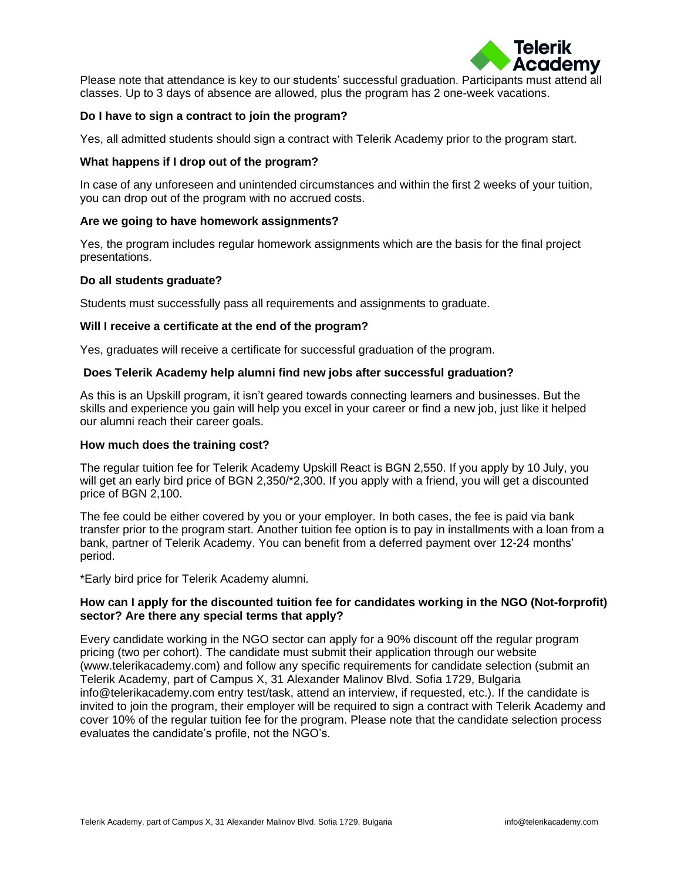Please note that attendance is key to our students' successful graduation. Participants must attend all classes. Up to 3 days of absence are allowed, plus the program has 2 one-week vacations.

**Do I have to sign a contract to join the program?**

Yes, all admitted students should sign a contract with Telerik Academy prior to the program start.

**What happens if I drop out of the program?**

In case of any unforeseen and unintended circumstances and within the first 2 weeks of your tuition, you can drop out of the program with no accrued costs.

**Are we going to have homework assignments?**

Yes, the program includes regular homework assignments which are the basis for the final project presentations.

**Do all students graduate?**

Students must successfully pass all requirements and assignments to graduate.

**Will I receive a certificate at the end of the program?**

Yes, graduates will receive a certificate for successful graduation of the program.

**Does Telerik Academy help alumni find new jobs after successful graduation?**

As this is an Upskill program, it isn't geared towards connecting learners and businesses. But the skills and experience you gain will help you excel in your career or find a new job, just like it helped our alumni reach their career goals.

**How much does the training cost?**

The regular tuition fee for Telerik Academy Upskill React is BGN 2,550. If you apply by 10 July, you will get an early bird price of BGN 2,350/*2,300. If you apply with a friend, you will get a discounted price of BGN 2,100.

The fee could be either covered by you or your employer. In both cases, the fee is paid via bank transfer prior to the program start. Another tuition fee option is to pay in installments with a loan from a bank, partner of Telerik Academy. You can benefit from a deferred payment over 12-24 months' period.

*Early bird price for Telerik Academy alumni.

**How can I apply for the discounted tuition fee for candidates working in the NGO (Not-forprofit) sector? Are there any special terms that apply?**

Every candidate working in the NGO sector can apply for a 90% discount off the regular program pricing (two per cohort). The candidate must submit their application through our website (www.telerikacademy.com) and follow any specific requirements for candidate selection (submit an Telerik Academy, part of Campus X, 31 Alexander Malinov Blvd. Sofia 1729, Bulgaria info@telerikacademy.com entry test/task, attend an interview, if requested, etc.). If the candidate is invited to join the program, their employer will be required to sign a contract with Telerik Academy and cover 10% of the regular tuition fee for the program. Please note that the candidate selection process evaluates the candidate's profile, not the NGO's.